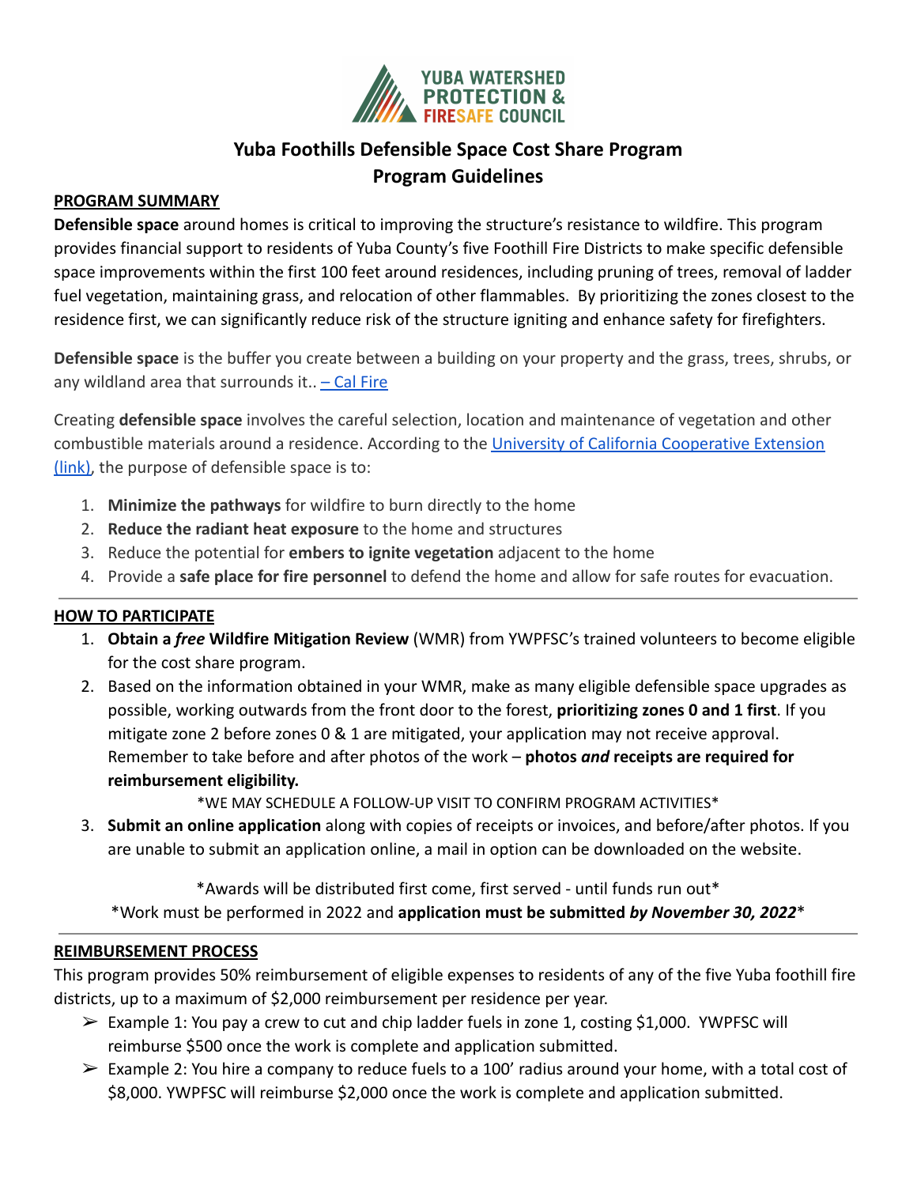YUBA WATERSHED PROTECTION & FIRESAFE COUNCIL

# Yuba Foothills Defensible Space Cost Share Program
# Program Guidelines

## PROGRAM SUMMARY

**Defensible space** around homes is critical to improving the structure's resistance to wildfire. This program provides financial support to residents of Yuba County's five Foothill Fire Districts to make specific defensible space improvements within the first 100 feet around residences, including pruning of trees, removal of ladder fuel vegetation, maintaining grass, and relocation of other flammables. By prioritizing the zones closest to the residence first, we can significantly reduce risk of the structure igniting and enhance safety for firefighters.

**Defensible space** is the buffer you create between a building on your property and the grass, trees, shrubs, or any wildland area that surrounds it.. [– Cal Fire]

Creating **defensible space** involves the careful selection, location and maintenance of vegetation and other combustible materials around a residence. According to the [University of California Cooperative Extension (link)], the purpose of defensible space is to:

1. **Minimize the pathways** for wildfire to burn directly to the home
2. **Reduce the radiant heat exposure** to the home and structures
3. Reduce the potential for **embers to ignite vegetation** adjacent to the home
4. Provide a **safe place for fire personnel** to defend the home and allow for safe routes for evacuation.

---

## HOW TO PARTICIPATE

1. **Obtain a *free* Wildfire Mitigation Review** (WMR) from YWPFSC's trained volunteers to become eligible for the cost share program.
2. Based on the information obtained in your WMR, make as many eligible defensible space upgrades as possible, working outwards from the front door to the forest, **prioritizing zones 0 and 1 first**. If you mitigate zone 2 before zones 0 & 1 are mitigated, your application may not receive approval. Remember to take before and after photos of the work – **photos *and* receipts are required for reimbursement eligibility.**

   *WE MAY SCHEDULE A FOLLOW-UP VISIT TO CONFIRM PROGRAM ACTIVITIES*
3. **Submit an online application** along with copies of receipts or invoices, and before/after photos. If you are unable to submit an application online, a mail in option can be downloaded on the website.

*Awards will be distributed first come, first served - until funds run out*

*Work must be performed in 2022 and **application must be submitted *by November 30, 2022***

---

## REIMBURSEMENT PROCESS

This program provides 50% reimbursement of eligible expenses to residents of any of the five Yuba foothill fire districts, up to a maximum of $2,000 reimbursement per residence per year.

- Example 1: You pay a crew to cut and chip ladder fuels in zone 1, costing $1,000. YWPFSC will reimburse $500 once the work is complete and application submitted.
- Example 2: You hire a company to reduce fuels to a 100' radius around your home, with a total cost of $8,000. YWPFSC will reimburse $2,000 once the work is complete and application submitted.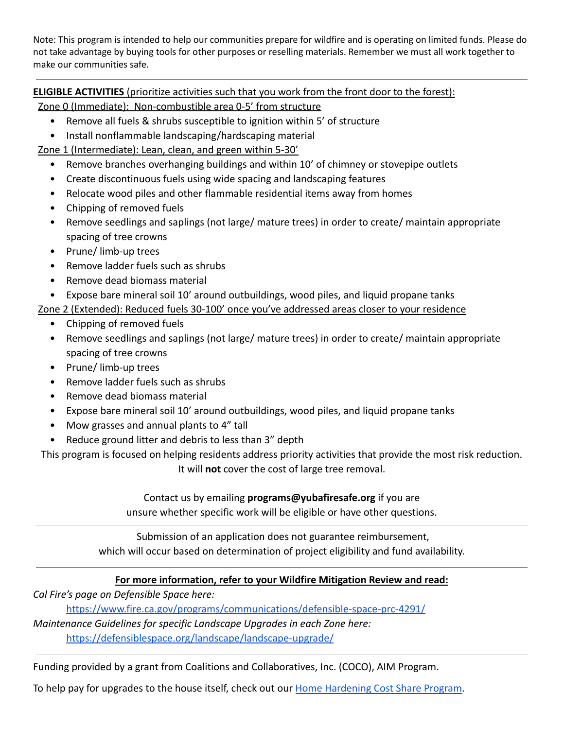Note: This program is intended to help our communities prepare for wildfire and is operating on limited funds. Please do not take advantage by buying tools for other purposes or reselling materials. Remember we must all work together to make our communities safe.

---

**ELIGIBLE ACTIVITIES** (prioritize activities such that you work from the front door to the forest):

Zone 0 (Immediate): Non-combustible area 0-5' from structure

- Remove all fuels & shrubs susceptible to ignition within 5' of structure
- Install nonflammable landscaping/hardscaping material

Zone 1 (Intermediate): Lean, clean, and green within 5-30'

- Remove branches overhanging buildings and within 10' of chimney or stovepipe outlets
- Create discontinuous fuels using wide spacing and landscaping features
- Relocate wood piles and other flammable residential items away from homes
- Chipping of removed fuels
- Remove seedlings and saplings (not large/ mature trees) in order to create/ maintain appropriate spacing of tree crowns
- Prune/ limb-up trees
- Remove ladder fuels such as shrubs
- Remove dead biomass material
- Expose bare mineral soil 10' around outbuildings, wood piles, and liquid propane tanks

Zone 2 (Extended): Reduced fuels 30-100' once you've addressed areas closer to your residence

- Chipping of removed fuels
- Remove seedlings and saplings (not large/ mature trees) in order to create/ maintain appropriate spacing of tree crowns
- Prune/ limb-up trees
- Remove ladder fuels such as shrubs
- Remove dead biomass material
- Expose bare mineral soil 10' around outbuildings, wood piles, and liquid propane tanks
- Mow grasses and annual plants to 4" tall
- Reduce ground litter and debris to less than 3" depth

This program is focused on helping residents address priority activities that provide the most risk reduction. It will **not** cover the cost of large tree removal.

Contact us by emailing **programs@yubafiresafe.org** if you are unsure whether specific work will be eligible or have other questions.

---

Submission of an application does not guarantee reimbursement, which will occur based on determination of project eligibility and fund availability.

---

**For more information, refer to your Wildfire Mitigation Review and read:**

*Cal Fire's page on Defensible Space here:*

https://www.fire.ca.gov/programs/communications/defensible-space-prc-4291/

*Maintenance Guidelines for specific Landscape Upgrades in each Zone here:*

https://defensiblespace.org/landscape/landscape-upgrade/

---

Funding provided by a grant from Coalitions and Collaboratives, Inc. (COCO), AIM Program.

To help pay for upgrades to the house itself, check out our Home Hardening Cost Share Program.